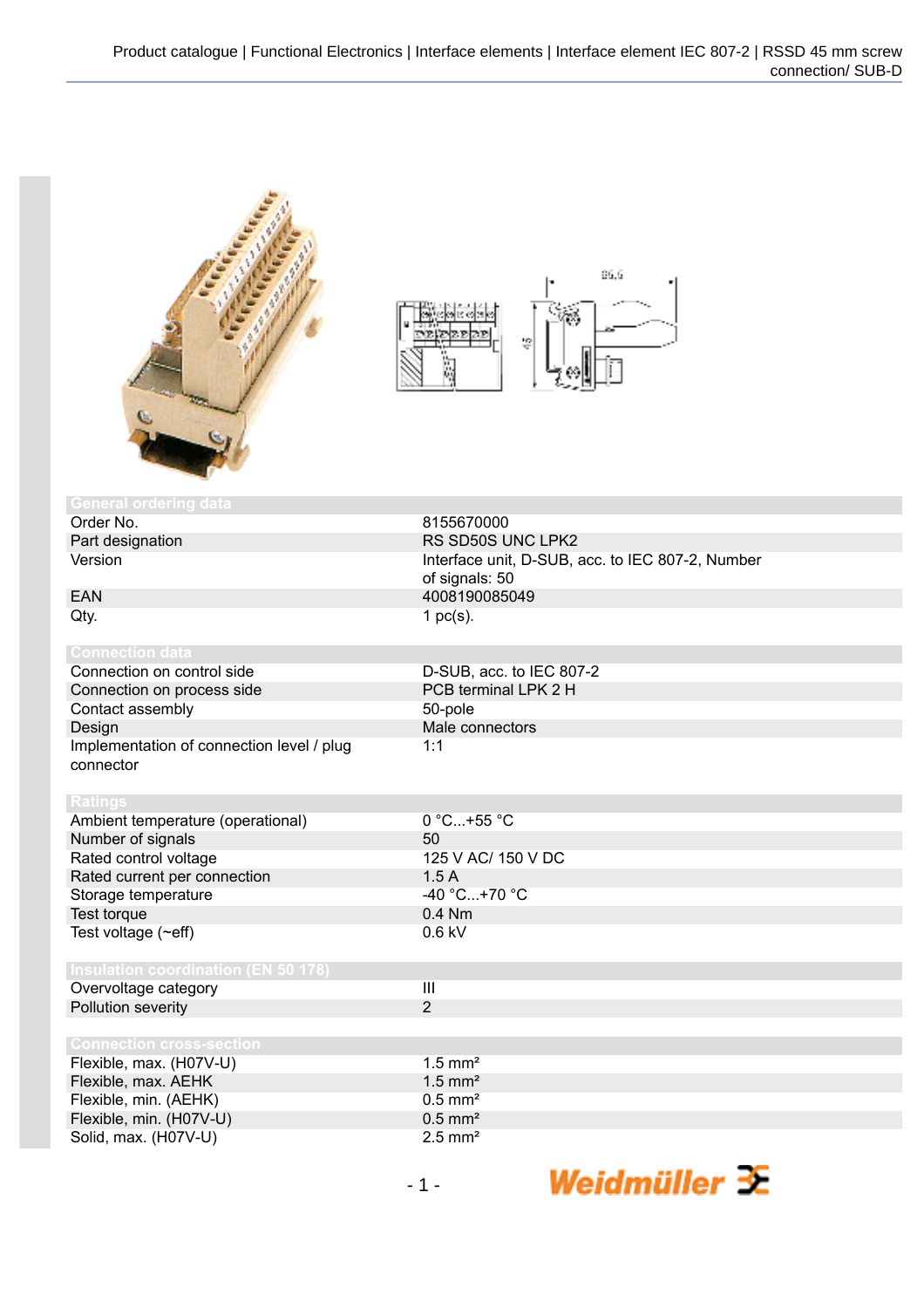## General ordering data

| | |
|---|---|
| Order No. | 8155670000 |
| Part designation | RS SD50S UNC LPK2 |
| Version | Interface unit, D-SUB, acc. to IEC 807-2, Number of signals: 50 |
| EAN | 4008190085049 |
| Qty. | 1 pc(s). |

## Connection data

| | |
|---|---|
| Connection on control side | D-SUB, acc. to IEC 807-2 |
| Connection on process side | PCB terminal LPK 2 H |
| Contact assembly | 50-pole |
| Design | Male connectors |
| Implementation of connection level / plug connector | 1:1 |

## Ratings

| | |
|---|---|
| Ambient temperature (operational) | 0 °C...+55 °C |
| Number of signals | 50 |
| Rated control voltage | 125 V AC/ 150 V DC |
| Rated current per connection | 1.5 A |
| Storage temperature | -40 °C...+70 °C |
| Test torque | 0.4 Nm |
| Test voltage (~eff) | 0.6 kV |

## Insulation coordination (EN 50 178)

| | |
|---|---|
| Overvoltage category | III |
| Pollution severity | 2 |

## Connection cross-section

| | |
|---|---|
| Flexible, max. (H07V-U) | 1.5 mm² |
| Flexible, max. AEHK | 1.5 mm² |
| Flexible, min. (AEHK) | 0.5 mm² |
| Flexible, min. (H07V-U) | 0.5 mm² |
| Solid, max. (H07V-U) | 2.5 mm² |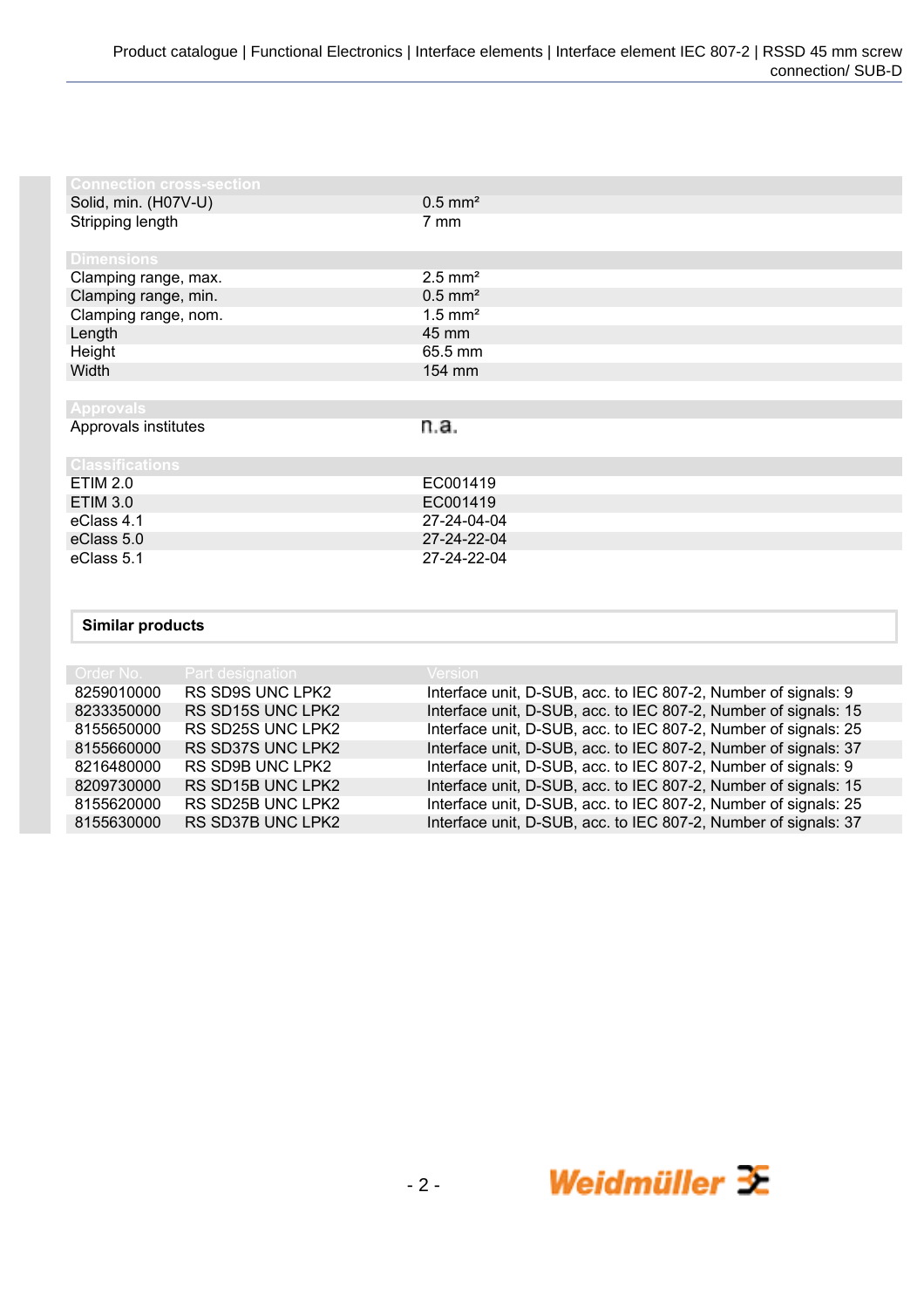| Connection cross-section | |
|---|---|
| Solid, min. (H07V-U) | 0.5 mm² |
| Stripping length | 7 mm |

| Dimensions | |
|---|---|
| Clamping range, max. | 2.5 mm² |
| Clamping range, min. | 0.5 mm² |
| Clamping range, nom. | 1.5 mm² |
| Length | 45 mm |
| Height | 65.5 mm |
| Width | 154 mm |

| Approvals | |
|---|---|
| Approvals institutes | n.a. |

| Classifications | |
|---|---|
| ETIM 2.0 | EC001419 |
| ETIM 3.0 | EC001419 |
| eClass 4.1 | 27-24-04-04 |
| eClass 5.0 | 27-24-22-04 |
| eClass 5.1 | 27-24-22-04 |

## Similar products

| Order No. | Part designation | Version |
|---|---|---|
| 8259010000 | RS SD9S UNC LPK2 | Interface unit, D-SUB, acc. to IEC 807-2, Number of signals: 9 |
| 8233350000 | RS SD15S UNC LPK2 | Interface unit, D-SUB, acc. to IEC 807-2, Number of signals: 15 |
| 8155650000 | RS SD25S UNC LPK2 | Interface unit, D-SUB, acc. to IEC 807-2, Number of signals: 25 |
| 8155660000 | RS SD37S UNC LPK2 | Interface unit, D-SUB, acc. to IEC 807-2, Number of signals: 37 |
| 8216480000 | RS SD9B UNC LPK2 | Interface unit, D-SUB, acc. to IEC 807-2, Number of signals: 9 |
| 8209730000 | RS SD15B UNC LPK2 | Interface unit, D-SUB, acc. to IEC 807-2, Number of signals: 15 |
| 8155620000 | RS SD25B UNC LPK2 | Interface unit, D-SUB, acc. to IEC 807-2, Number of signals: 25 |
| 8155630000 | RS SD37B UNC LPK2 | Interface unit, D-SUB, acc. to IEC 807-2, Number of signals: 37 |